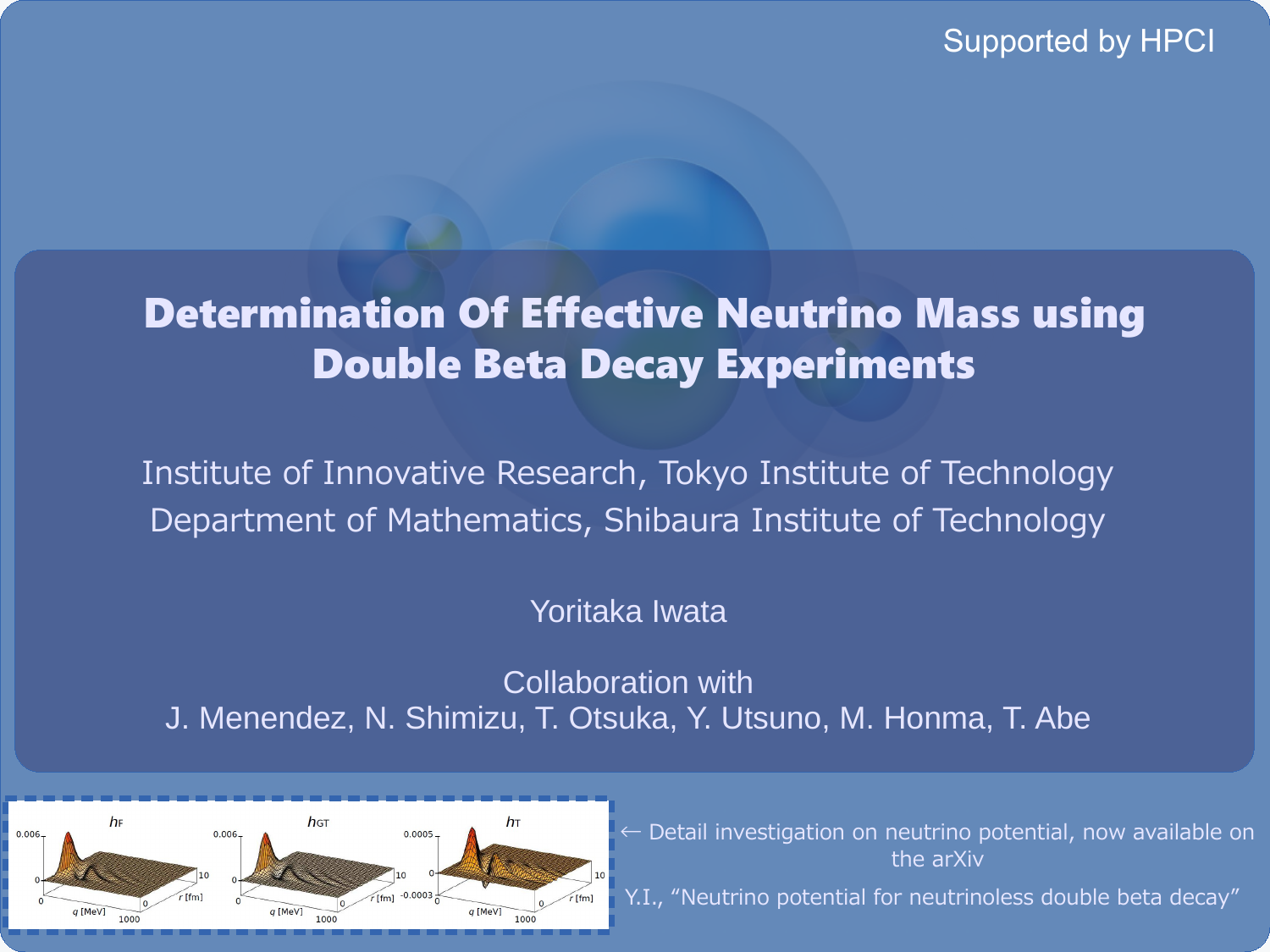Supported by HPCI

# Determination Of Effective Neutrino Mass using Double Beta Decay Experiments

Institute of Innovative Research, Tokyo Institute of Technology

Department of Mathematics, Shibaura Institute of Technology

Yoritaka Iwata

Collaboration with

J. Menendez, N. Shimizu, T. Otsuka, Y. Utsuno, M. Honma, T. Abe

← Detail investigation on neutrino potential, now available on the arXiv

Y.I., “Neutrino potential for neutrinoless double beta decay”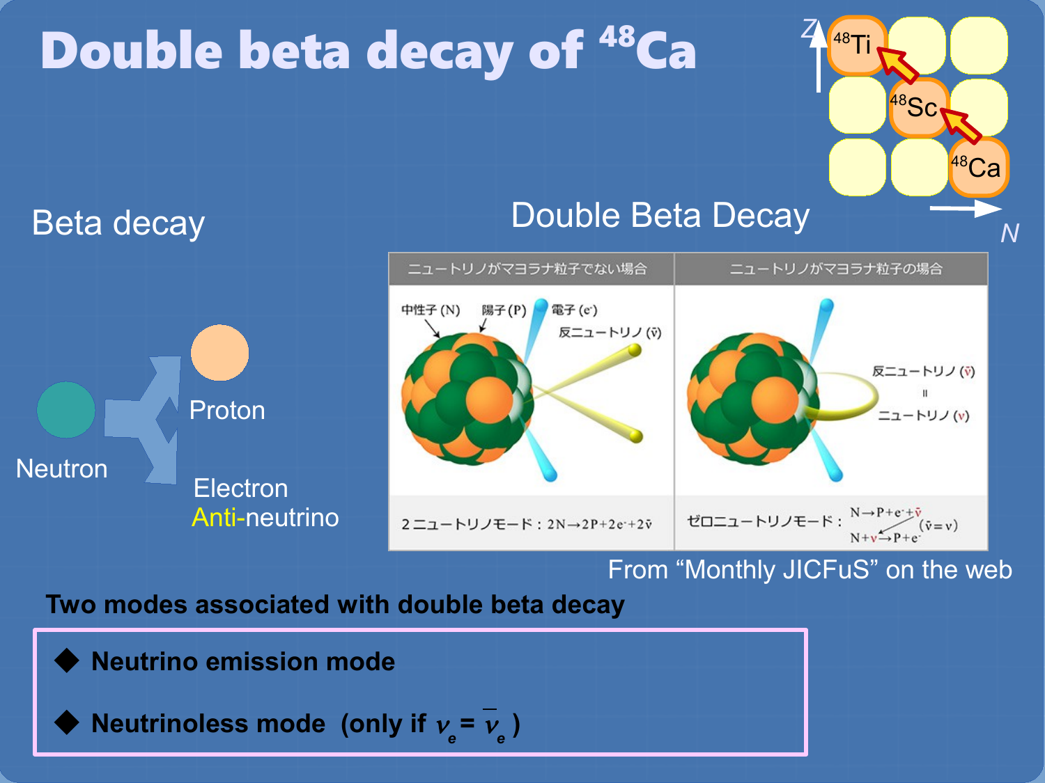# Double beta decay of $^{48}$Ca

$^{48}$Ti, $^{48}$Sc, $^{48}$Ca (Z vs. N chart: $^{48}$Ca → $^{48}$Sc → $^{48}$Ti)

## Beta decay

Neutron → Proton, Electron, Anti-neutrino

## Double Beta Decay

| ニュートリノがマヨラナ粒子でない場合 | ニュートリノがマヨラナ粒子の場合 |
|---|---|
| 中性子 (N)、陽子 (P)、電子 ($e^-$)、反ニュートリノ ($\bar{\nu}$) | 反ニュートリノ ($\bar{\nu}$) = ニュートリノ ($\nu$) |
| 2ニュートリノモード：$2N \rightarrow 2P + 2e^- + 2\bar{\nu}$ | ゼロニュートリノモード：$N \rightarrow P + e^- + \bar{\nu}$, $N + \nu \rightarrow P + e^-$ ($\bar{\nu} = \nu$) |

From "Monthly JICFuS" on the web

**Two modes associated with double beta decay**

- **Neutrino emission mode**
- **Neutrinoless mode (only if $\nu_e = \bar{\nu}_e$)**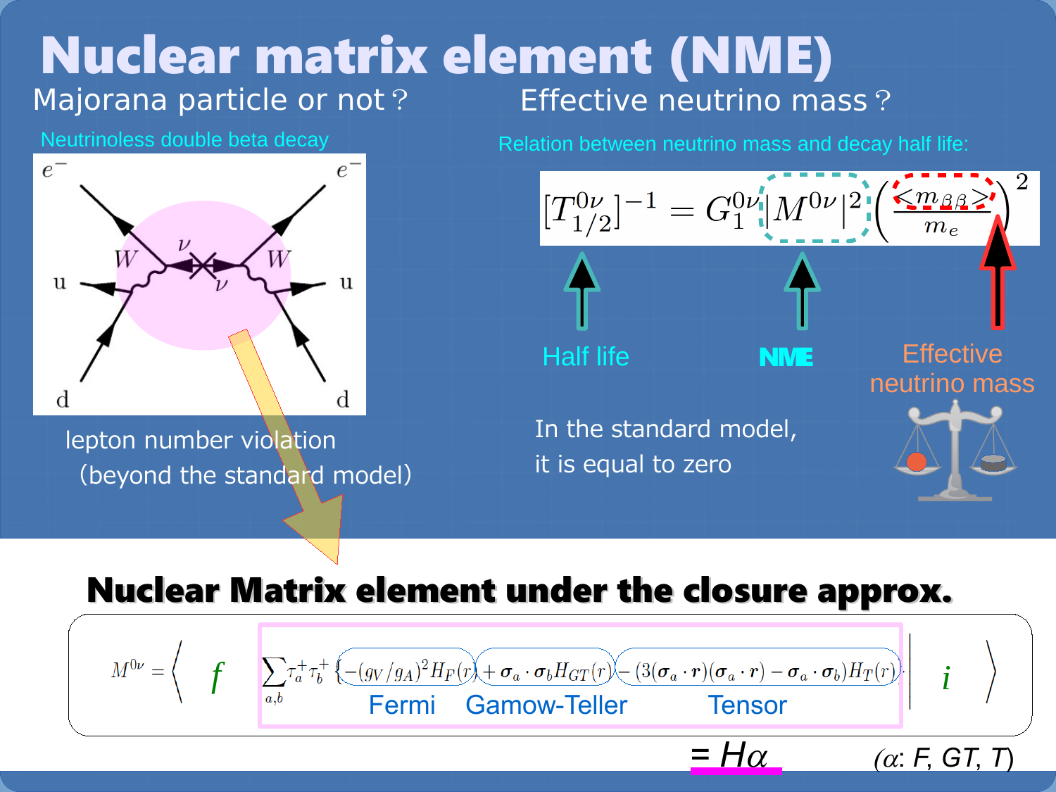# Nuclear matrix element (NME)

## Majorana particle or not？

Neutrinoless double beta decay

lepton number violation
(beyond the standard model)

## Effective neutrino mass？

Relation between neutrino mass and decay half life:

$$[T_{1/2}^{0\nu}]^{-1} = G_1^{0\nu} |M^{0\nu}|^2 \left( \frac{<m_{\beta\beta}>}{m_e} \right)^2$$

Half life — NME — Effective neutrino mass

In the standard model,
it is equal to zero

## Nuclear Matrix element under the closure approx.

$$M^{0\nu} = \left\langle f \left| \sum_{a,b} \tau_a^+ \tau_b^+ \{ -(g_V/g_A)^2 H_F(r) + \boldsymbol{\sigma}_a \cdot \boldsymbol{\sigma}_b H_{GT}(r) - (3(\boldsymbol{\sigma}_a \cdot \boldsymbol{r})(\boldsymbol{\sigma}_a \cdot \boldsymbol{r}) - \boldsymbol{\sigma}_a \cdot \boldsymbol{\sigma}_b) H_T(r) \} \right| i \right\rangle$$

Fermi — Gamow-Teller — Tensor

$= H\alpha$ ($\alpha$: F, GT, T)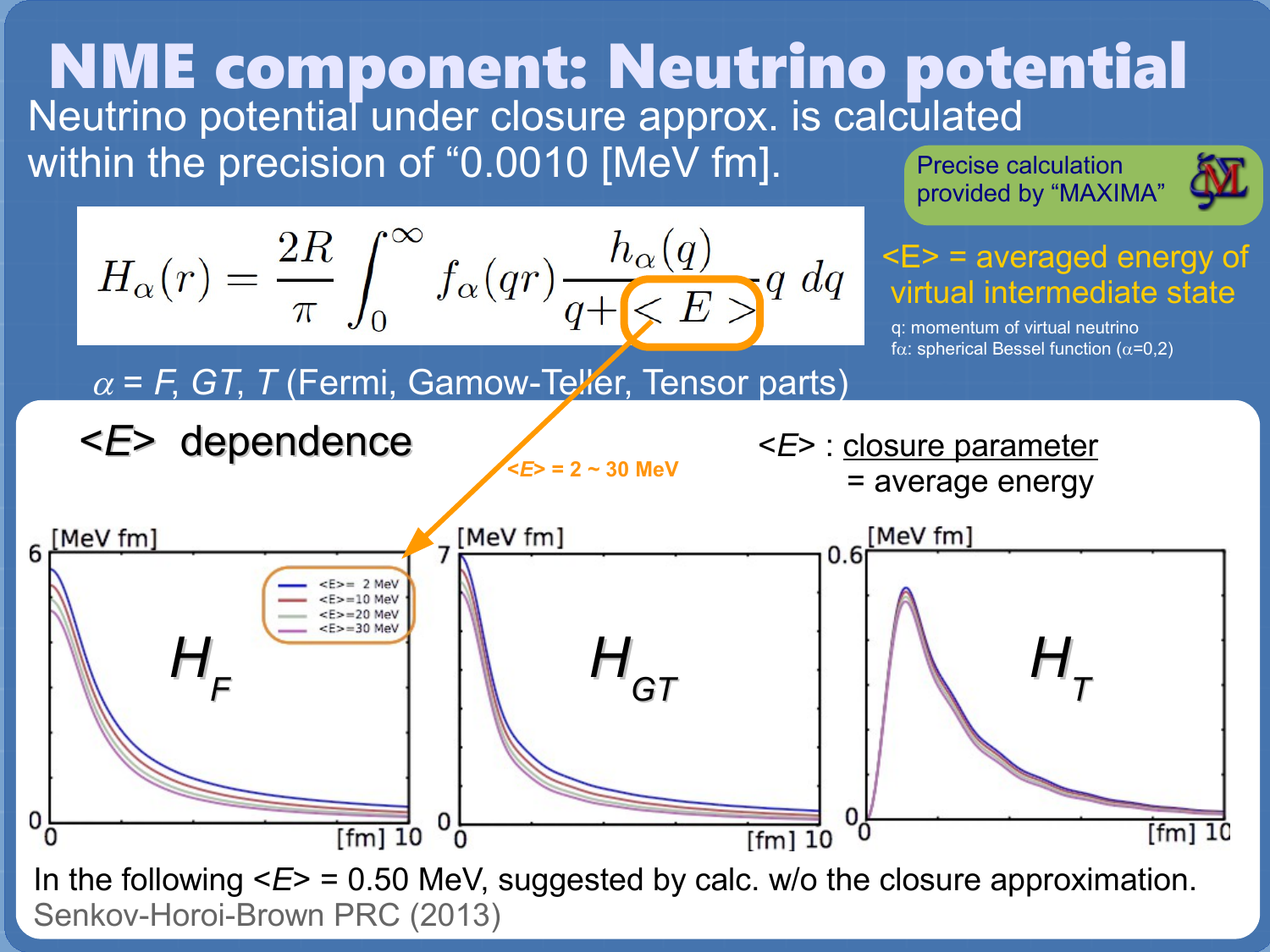# NME component: Neutrino potential

Neutrino potential under closure approx. is calculated within the precision of "0.0010 [MeV fm].

Precise calculation provided by "MAXIMA"

$$H_\alpha(r) = \frac{2R}{\pi} \int_0^\infty f_\alpha(qr) \frac{h_\alpha(q)}{q + \langle E \rangle} q \, dq$$

$\alpha$ = *F*, *GT*, *T* (Fermi, Gamow-Teller, Tensor parts)

<*E*> = averaged energy of virtual intermediate state

q: momentum of virtual neutrino

f$\alpha$: spherical Bessel function ($\alpha$=0,2)

## <*E*> dependence

<*E*> : closure parameter = average energy

<*E*> = 2 ~ 30 MeV

In the following <*E*> = 0.50 MeV, suggested by calc. w/o the closure approximation.

Senkov-Horoi-Brown PRC (2013)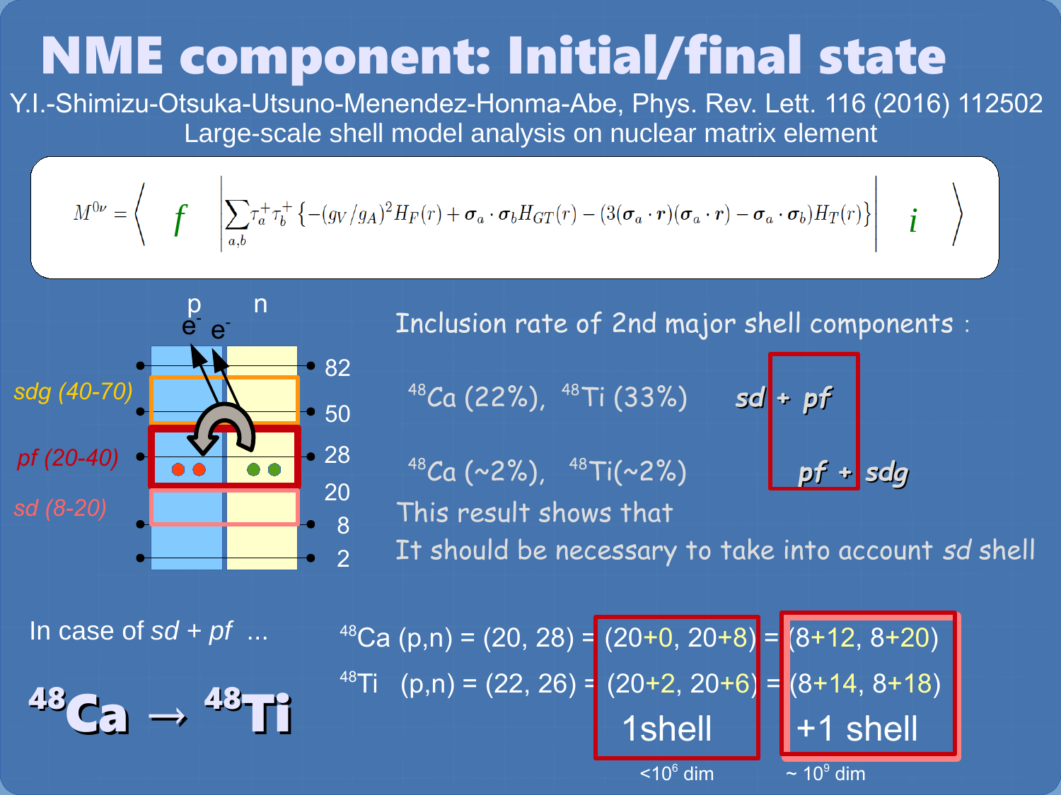# NME component: Initial/final state

Y.I.-Shimizu-Otsuka-Utsuno-Menendez-Honma-Abe, Phys. Rev. Lett. 116 (2016) 112502

Large-scale shell model analysis on nuclear matrix element

$$M^{0\nu} = \left\langle f \left| \sum_{a,b} \tau_a^+ \tau_b^+ \left\{ -(g_V/g_A)^2 H_F(r) + \boldsymbol{\sigma}_a \cdot \boldsymbol{\sigma}_b H_{GT}(r) - (3(\boldsymbol{\sigma}_a \cdot \boldsymbol{r})(\boldsymbol{\sigma}_a \cdot \boldsymbol{r}) - \boldsymbol{\sigma}_a \cdot \boldsymbol{\sigma}_b) H_T(r) \right\} \right| i \right\rangle$$

p n

$e^-$ $e^-$

*sdg (40-70)*

*pf (20-40)*

*sd (8-20)*

82, 50, 28, 20, 8, 2

Inclusion rate of 2nd major shell components :

$^{48}$Ca (22%), $^{48}$Ti (33%) ***sd* + *pf***

$^{48}$Ca (~2%), $^{48}$Ti(~2%) ***pf* + *sdg***

This result shows that

It should be necessary to take into account *sd* shell

In case of *sd* + *pf* ...

## $^{48}$Ca → $^{48}$Ti

$^{48}$Ca (p,n) = (20, 28) = (20+0, 20+8) = (8+12, 8+20)

$^{48}$Ti (p,n) = (22, 26) = (20+2, 20+6) = (8+14, 8+18)

1shell | +1 shell

$<10^6$ dim | $\sim 10^9$ dim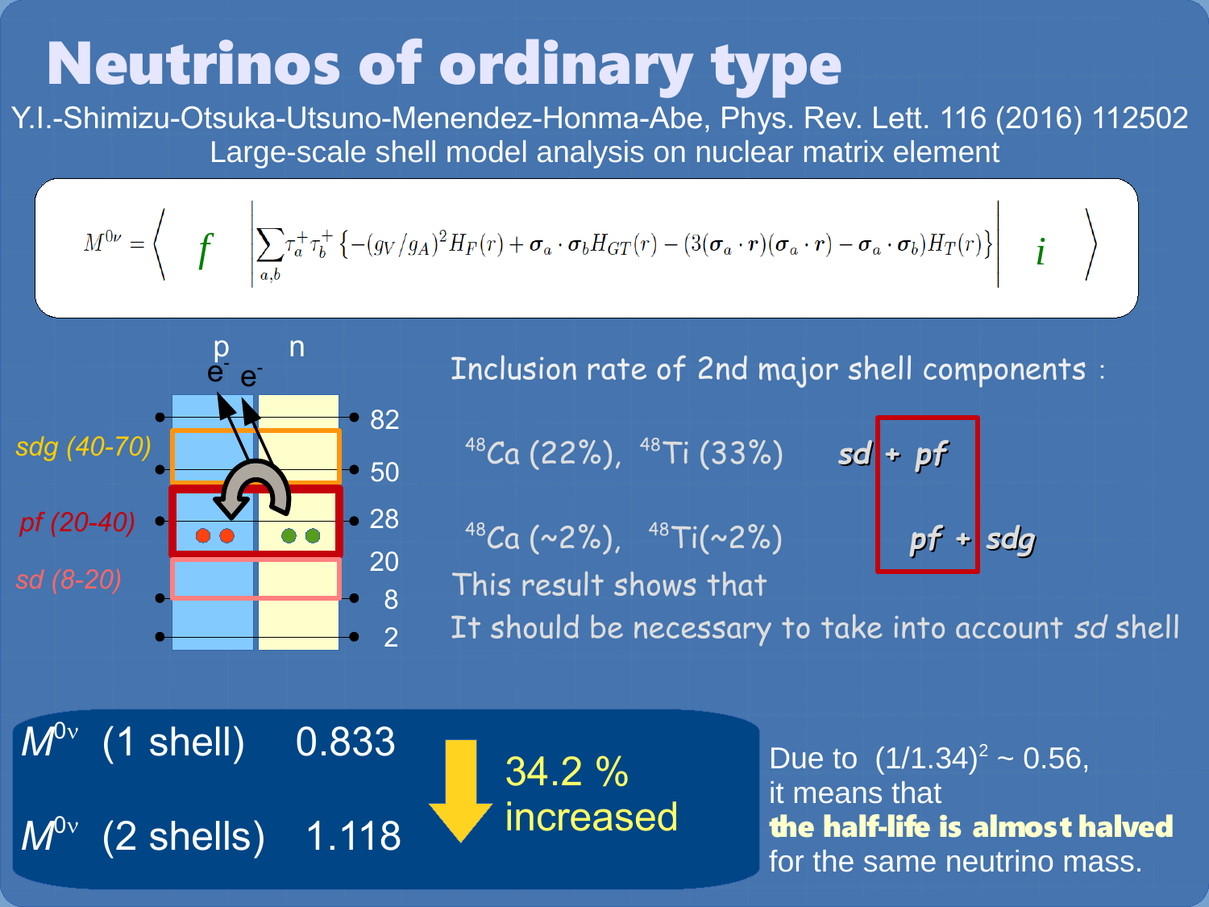# Neutrinos of ordinary type

Y.I.-Shimizu-Otsuka-Utsuno-Menendez-Honma-Abe, Phys. Rev. Lett. 116 (2016) 112502

Large-scale shell model analysis on nuclear matrix element

$$M^{0\nu} = \left\langle f \left| \sum_{a,b} \tau_a^+ \tau_b^+ \left\{ -(g_V/g_A)^2 H_F(r) + \boldsymbol{\sigma}_a \cdot \boldsymbol{\sigma}_b H_{GT}(r) - (3(\boldsymbol{\sigma}_a \cdot \boldsymbol{r})(\boldsymbol{\sigma}_a \cdot \boldsymbol{r}) - \boldsymbol{\sigma}_a \cdot \boldsymbol{\sigma}_b) H_T(r) \right\} \right| i \right\rangle$$

p n

$e^-$ $e^-$

*sdg (40-70)*

*pf (20-40)*

*sd (8-20)*

82, 50, 28, 20, 8, 2

Inclusion rate of 2nd major shell components :

$^{48}$Ca (22%), $^{48}$Ti (33%) ***sd + pf***

$^{48}$Ca (~2%), $^{48}$Ti(~2%) ***pf + sdg***

This result shows that

It should be necessary to take into account *sd* shell

$M^{0\nu}$ (1 shell) 0.833

$M^{0\nu}$ (2 shells) 1.118

34.2 % increased

Due to $(1/1.34)^2 \sim 0.56$,
it means that
**the half-life is almost halved**
for the same neutrino mass.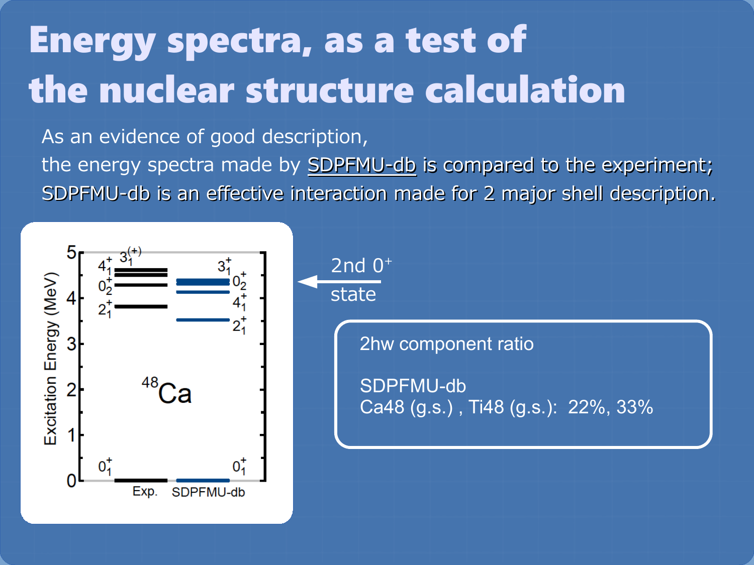# Energy spectra, as a test of the nuclear structure calculation

As an evidence of good description,
the energy spectra made by SDPFMU-db is compared to the experiment;
SDPFMU-db is an effective interaction made for 2 major shell description.

2nd $0^+$ state

2hw component ratio

SDPFMU-db
Ca48 (g.s.) , Ti48 (g.s.): 22%, 33%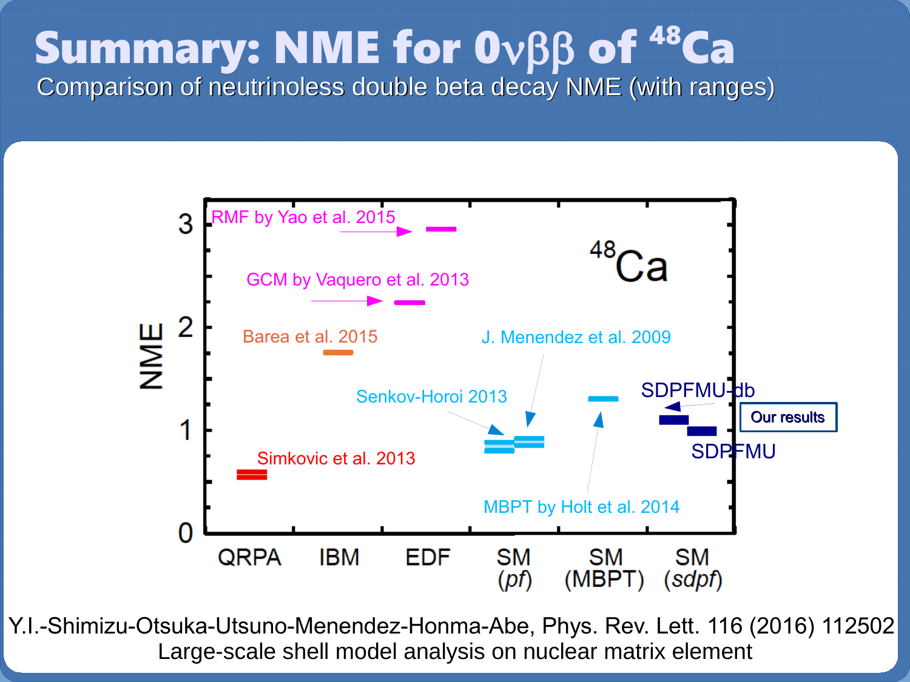# Summary: NME for $0\nu\beta\beta$ of $^{48}Ca$

Comparison of neutrinoless double beta decay NME (with ranges)

Y.I.-Shimizu-Otsuka-Utsuno-Menendez-Honma-Abe, Phys. Rev. Lett. 116 (2016) 112502

Large-scale shell model analysis on nuclear matrix element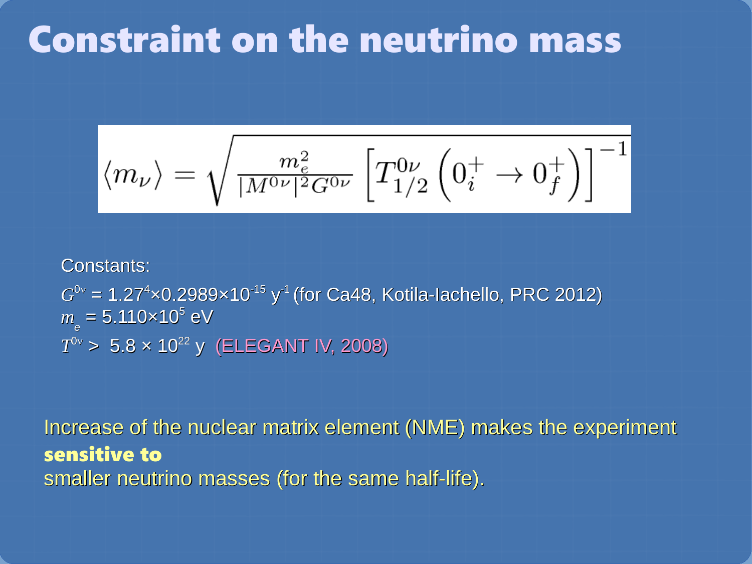# Constraint on the neutrino mass

$$\langle m_\nu \rangle = \sqrt{\frac{m_e^2}{|M^{0\nu}|^2 G^{0\nu}} \left[T_{1/2}^{0\nu}\left(0_i^+ \rightarrow 0_f^+\right)\right]^{-1}}$$

Constants:

$G^{0\nu} = 1.27^4 \times 0.2989 \times 10^{-15}$ $y^{-1}$ (for Ca48, Kotila-Iachello, PRC 2012)
$m_e = 5.110 \times 10^5$ eV
$T^{0\nu} > 5.8 \times 10^{22}$ y (ELEGANT IV, 2008)

Increase of the nuclear matrix element (NME) makes the experiment **sensitive to** smaller neutrino masses (for the same half-life).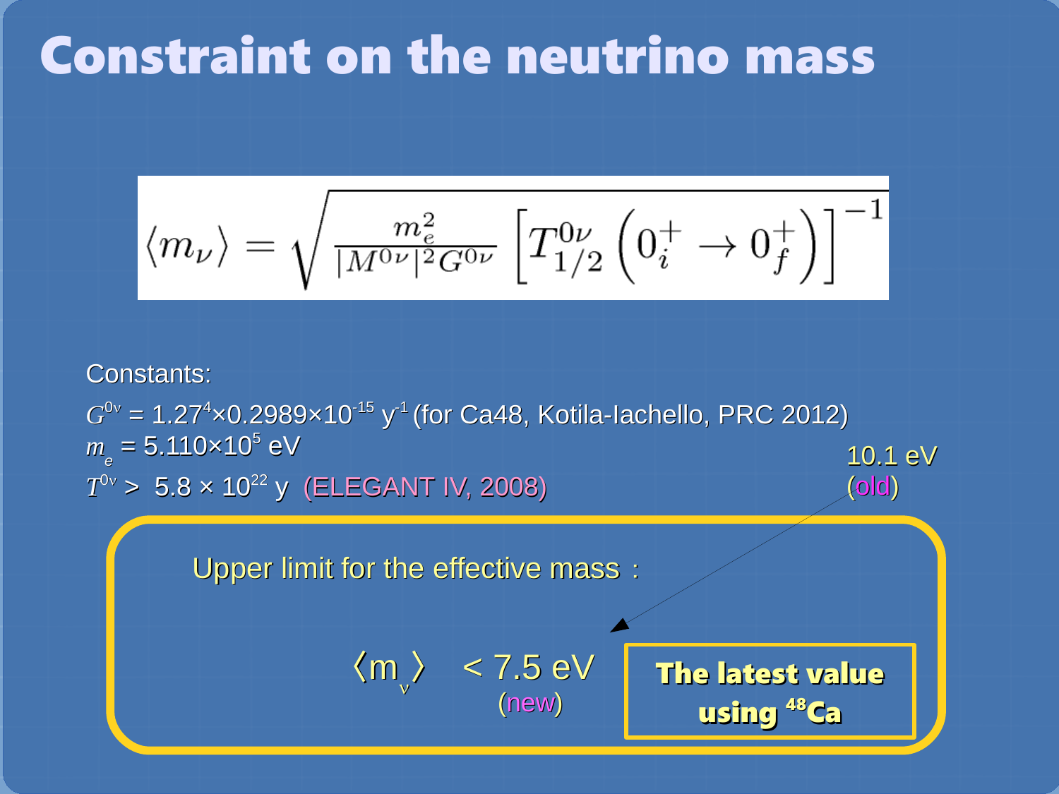# Constraint on the neutrino mass

$$\langle m_\nu \rangle = \sqrt{\frac{m_e^2}{|M^{0\nu}|^2 G^{0\nu}} \left[ T_{1/2}^{0\nu} \left( 0_i^+ \to 0_f^+ \right) \right]^{-1}}$$

Constants:

$G^{0\nu} = 1.27^4 \times 0.2989 \times 10^{-15}\ \mathrm{y}^{-1}$ (for Ca48, Kotila-Iachello, PRC 2012)

$m_e = 5.110 \times 10^5$ eV

$T^{0\nu} > 5.8 \times 10^{22}$ y (ELEGANT IV, 2008)

10.1 eV (old)

Upper limit for the effective mass :

$\langle m_\nu \rangle < 7.5$ eV (new)

**The latest value using $^{48}$Ca**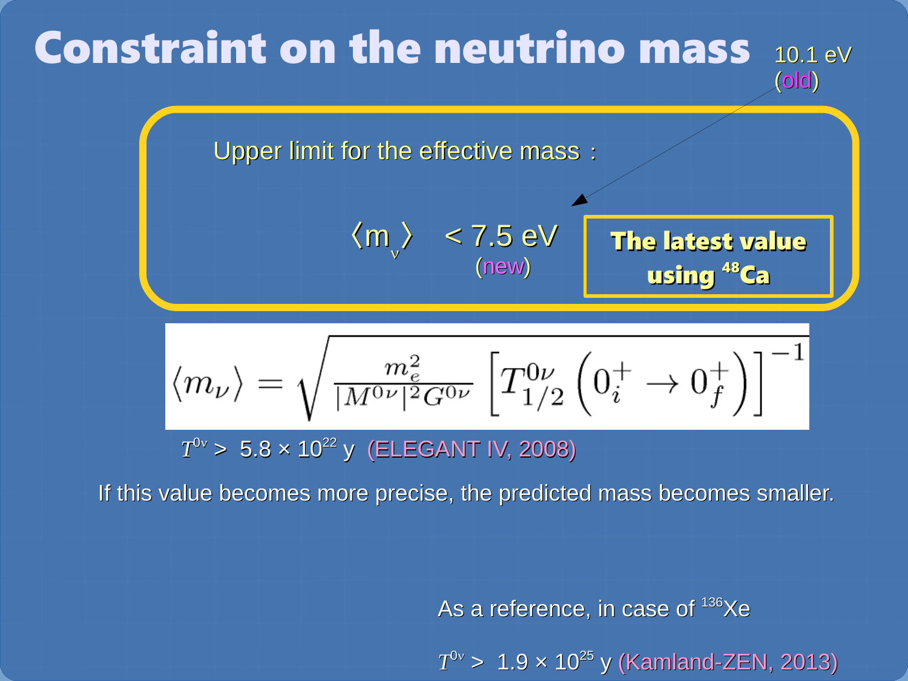# Constraint on the neutrino mass

10.1 eV (old)

Upper limit for the effective mass :

$\langle m_\nu \rangle$ < 7.5 eV (new)

**The latest value using $^{48}Ca$**

$$\langle m_\nu \rangle = \sqrt{\frac{m_e^2}{|M^{0\nu}|^2 G^{0\nu}} \left[ T^{0\nu}_{1/2} \left( 0_i^+ \to 0_f^+ \right) \right]^{-1}}$$

$T^{0\nu}$ > $5.8 \times 10^{22}$ y (ELEGANT IV, 2008)

If this value becomes more precise, the predicted mass becomes smaller.

As a reference, in case of $^{136}Xe$

$T^{0\nu}$ > $1.9 \times 10^{25}$ y (Kamland-ZEN, 2013)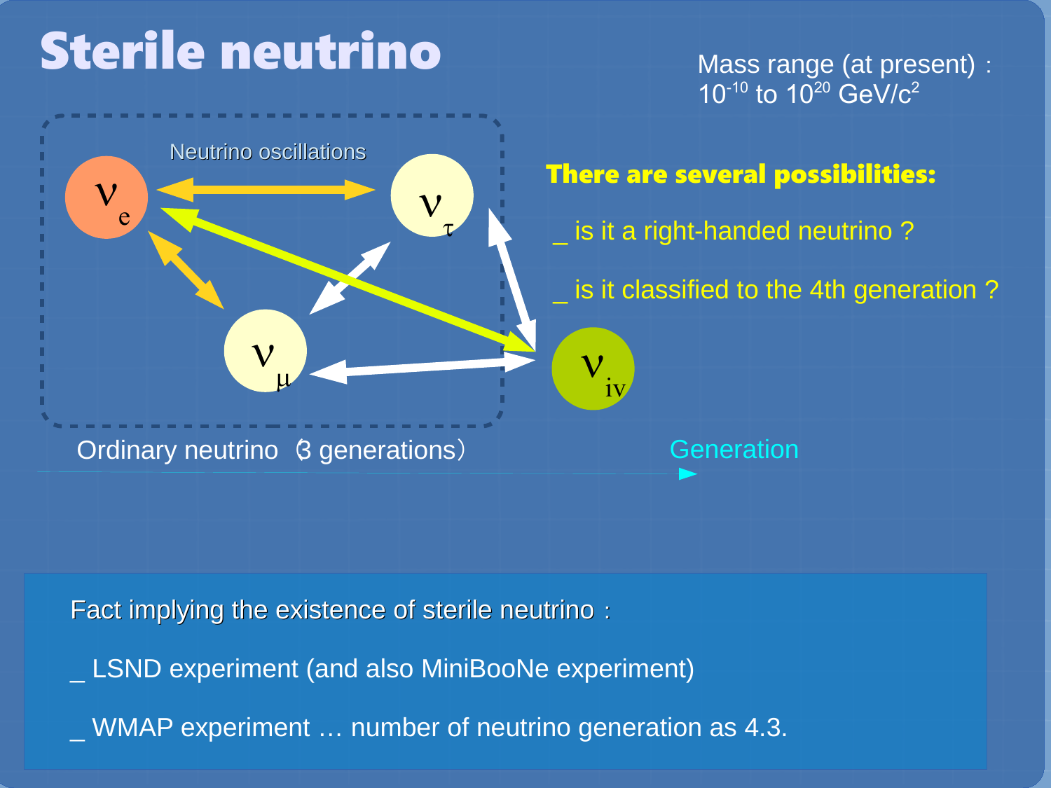# Sterile neutrino

Mass range (at present) : $10^{-10}$ to $10^{20}$ GeV/$c^2$

Neutrino oscillations

$\nu_e$ $\nu_\tau$ $\nu_\mu$ $\nu_{iv}$

Ordinary neutrino（3 generations）

Generation

**There are several possibilities:**

_ is it a right-handed neutrino ?

_ is it classified to the 4th generation ?

Fact implying the existence of sterile neutrino：

_ LSND experiment (and also MiniBooNe experiment)

_ WMAP experiment … number of neutrino generation as 4.3.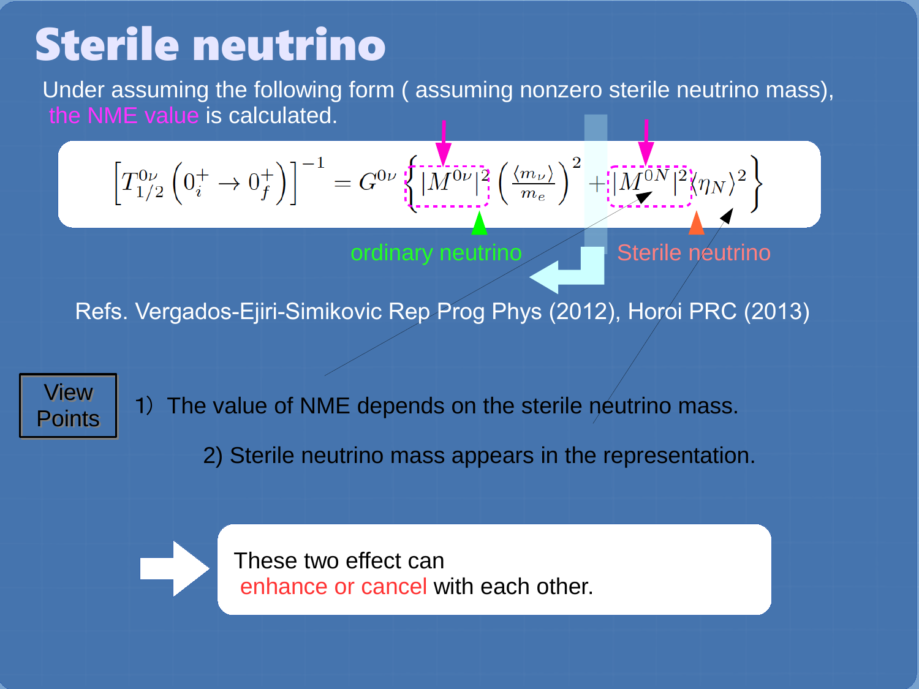# Sterile neutrino

Under assuming the following form ( assuming nonzero sterile neutrino mass), the NME value is calculated.

$$\left[T_{1/2}^{0\nu}\left(0_i^+ \to 0_f^+\right)\right]^{-1} = G^{0\nu}\left\{|M^{0\nu}|^2\left(\frac{\langle m_\nu\rangle}{m_e}\right)^2 + |M^{0N}|^2\langle\eta_N\rangle^2\right\}$$

ordinary neutrino

Sterile neutrino

Refs. Vergados-Ejiri-Simikovic Rep Prog Phys (2012), Horoi PRC (2013)

**View Points**

1) The value of NME depends on the sterile neutrino mass.

2) Sterile neutrino mass appears in the representation.

These two effect can enhance or cancel with each other.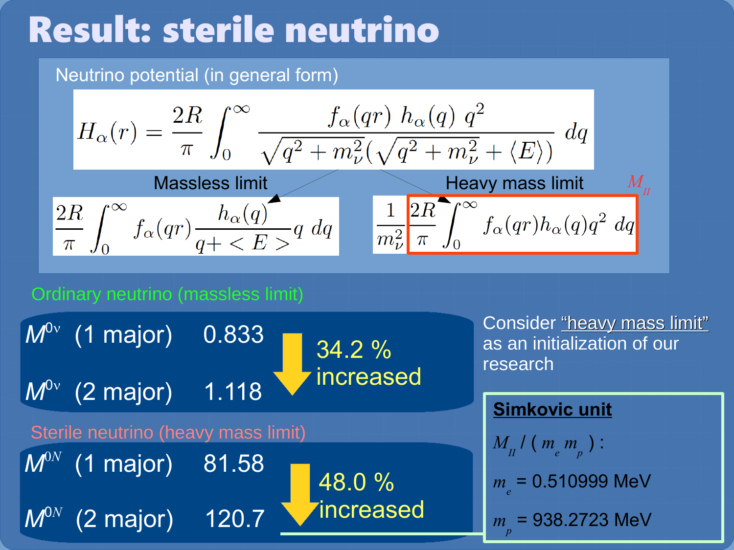# Result: sterile neutrino

Neutrino potential (in general form)

$$H_\alpha(r) = \frac{2R}{\pi} \int_0^\infty \frac{f_\alpha(qr)\ h_\alpha(q)\ q^2}{\sqrt{q^2+m_\nu^2}\left(\sqrt{q^2+m_\nu^2}+\langle E\rangle\right)}\ dq$$

Massless limit

$$\frac{2R}{\pi} \int_0^\infty f_\alpha(qr) \frac{h_\alpha(q)}{q+<E>} q\ dq$$

Heavy mass limit

$$\frac{1}{m_\nu^2} \frac{2R}{\pi} \int_0^\infty f_\alpha(qr) h_\alpha(q) q^2\ dq$$

($M_{II}$: $\frac{2R}{\pi} \int_0^\infty f_\alpha(qr) h_\alpha(q) q^2\ dq$)

**Ordinary neutrino (massless limit)**

| | | |
|---|---|---|
| $M^{0\nu}$ (1 major) | 0.833 | 34.2 % increased |
| $M^{0\nu}$ (2 major) | 1.118 | |

**Sterile neutrino (heavy mass limit)**

| | | |
|---|---|---|
| $M^{0N}$ (1 major) | 81.58 | 48.0 % increased |
| $M^{0N}$ (2 major) | 120.7 | |

Consider "heavy mass limit" as an initialization of our research

**Simkovic unit**

$M_{II}$ / ( $m_e$ $m_p$ ) :

$m_e$ = 0.510999 MeV

$m_p$ = 938.2723 MeV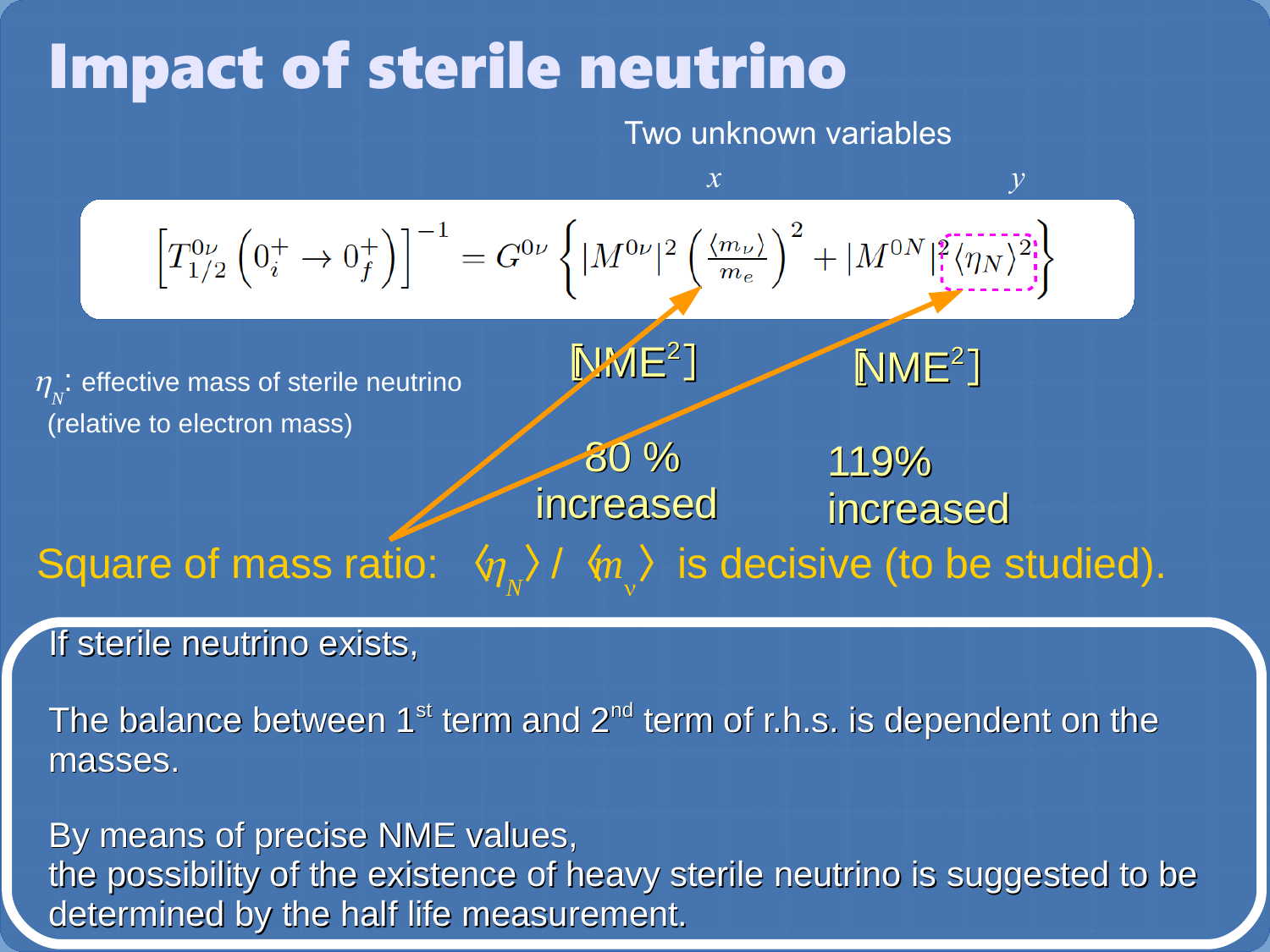# Impact of sterile neutrino

Two unknown variables

$x$ $y$

$$\left[T_{1/2}^{0\nu}\left(0_i^+ \to 0_f^+\right)\right]^{-1} = G^{0\nu}\left\{|M^{0\nu}|^2\left(\frac{\langle m_\nu\rangle}{m_e}\right)^2 + |M^{0N}|^2\langle\eta_N\rangle^2\right\}$$

$\eta_N$: effective mass of sterile neutrino (relative to electron mass)

[NME$^2$] 80 % increased

[NME$^2$] 119% increased

Square of mass ratio: $\langle\eta_N\rangle$ / $\langle m_\nu\rangle$ is decisive (to be studied).

If sterile neutrino exists,

The balance between 1st term and 2nd term of r.h.s. is dependent on the masses.

By means of precise NME values,
the possibility of the existence of heavy sterile neutrino is suggested to be determined by the half life measurement.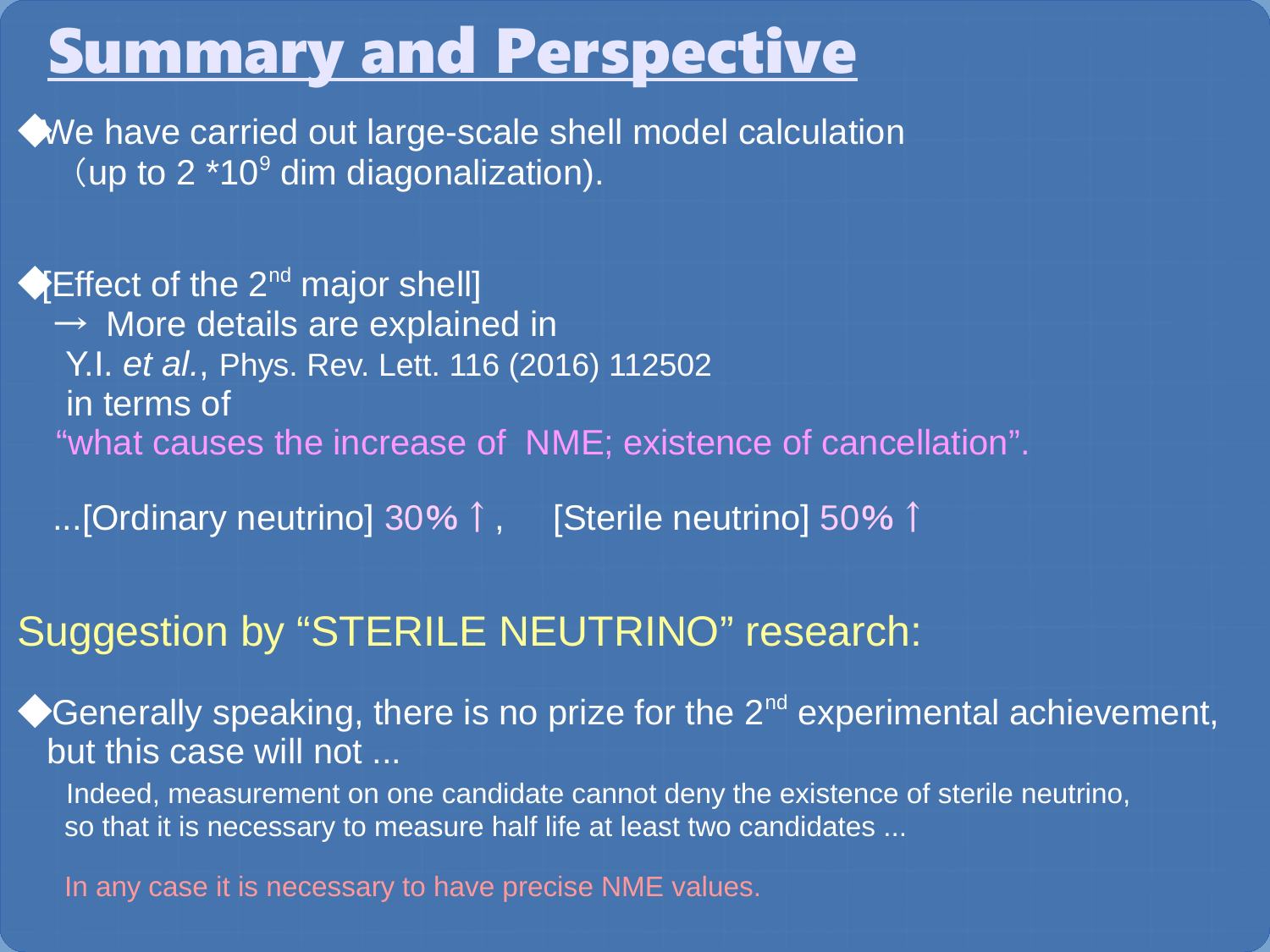# Summary and Perspective

◆We have carried out large-scale shell model calculation （up to 2 $*10^9$ dim diagonalization).

◆[Effect of the 2nd major shell]
→ More details are explained in
Y.I. *et al.*, Phys. Rev. Lett. 116 (2016) 112502
in terms of
"what causes the increase of NME; existence of cancellation".

...[Ordinary neutrino] 30%↑, [Sterile neutrino] 50%↑

## Suggestion by "STERILE NEUTRINO" research:

◆Generally speaking, there is no prize for the 2nd experimental achievement, but this case will not ...

Indeed, measurement on one candidate cannot deny the existence of sterile neutrino, so that it is necessary to measure half life at least two candidates ...

In any case it is necessary to have precise NME values.